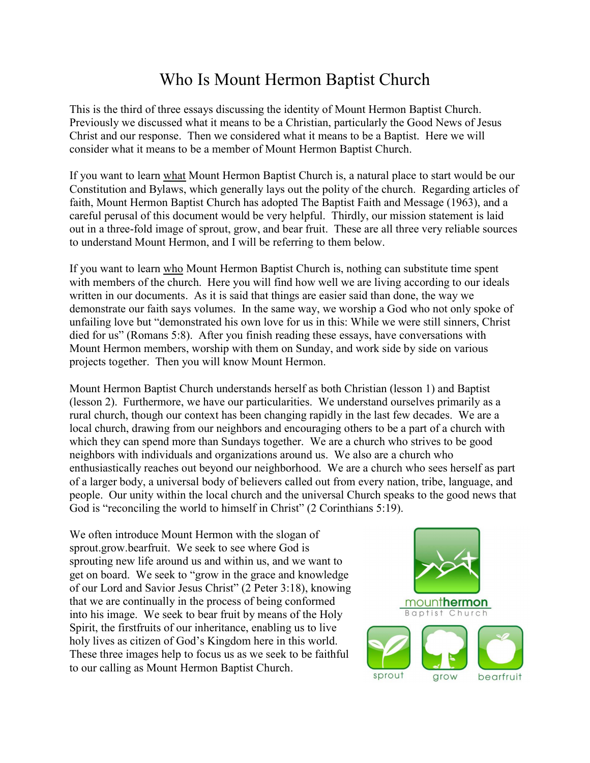# Who Is Mount Hermon Baptist Church

This is the third of three essays discussing the identity of Mount Hermon Baptist Church. Previously we discussed what it means to be a Christian, particularly the Good News of Jesus Christ and our response. Then we considered what it means to be a Baptist. Here we will consider what it means to be a member of Mount Hermon Baptist Church.

If you want to learn <u>what</u> Mount Hermon Baptist Church is, a natural place to start would be our Constitution and Bylaws, which generally lays out the polity of the church. Regarding articles of faith, Mount Hermon Baptist Church has adopted The Baptist Faith and Message (1963), and a careful perusal of this document would be very helpful. Thirdly, our mission statement is laid out in a three-fold image of sprout, grow, and bear fruit. These are all three very reliable sources to understand Mount Hermon, and I will be referring to them below.

If you want to learn <u>who</u> Mount Hermon Baptist Church is, nothing can substitute time spent with members of the church. Here you will find how well we are living according to our ideals written in our documents. As it is said that things are easier said than done, the way we demonstrate our faith says volumes. In the same way, we worship a God who not only spoke of unfailing love but "demonstrated his own love for us in this: While we were still sinners, Christ died for us" (Romans 5:8). After you finish reading these essays, have conversations with Mount Hermon members, worship with them on Sunday, and work side by side on various projects together. Then you will know Mount Hermon.

Mount Hermon Baptist Church understands herself as both Christian (lesson 1) and Baptist (lesson 2). Furthermore, we have our particularities. We understand ourselves primarily as a rural church, though our context has been changing rapidly in the last few decades. We are a local church, drawing from our neighbors and encouraging others to be a part of a church with which they can spend more than Sundays together. We are a church who strives to be good neighbors with individuals and organizations around us. We also are a church who enthusiastically reaches out beyond our neighborhood. We are a church who sees herself as part of a larger body, a universal body of believers called out from every nation, tribe, language, and people. Our unity within the local church and the universal Church speaks to the good news that God is "reconciling the world to himself in Christ" (2 Corinthians 5:19).

We often introduce Mount Hermon with the slogan of sprout.grow.bearfruit. We seek to see where God is sprouting new life around us and within us, and we want to get on board. We seek to "grow in the grace and knowledge of our Lord and Savior Jesus Christ" (2 Peter 3:18), knowing that we are continually in the process of being conformed into his image. We seek to bear fruit by means of the Holy Spirit, the firstfruits of our inheritance, enabling us to live holy lives as citizen of God's Kingdom here in this world. These three images help to focus us as we seek to be faithful to our calling as Mount Hermon Baptist Church.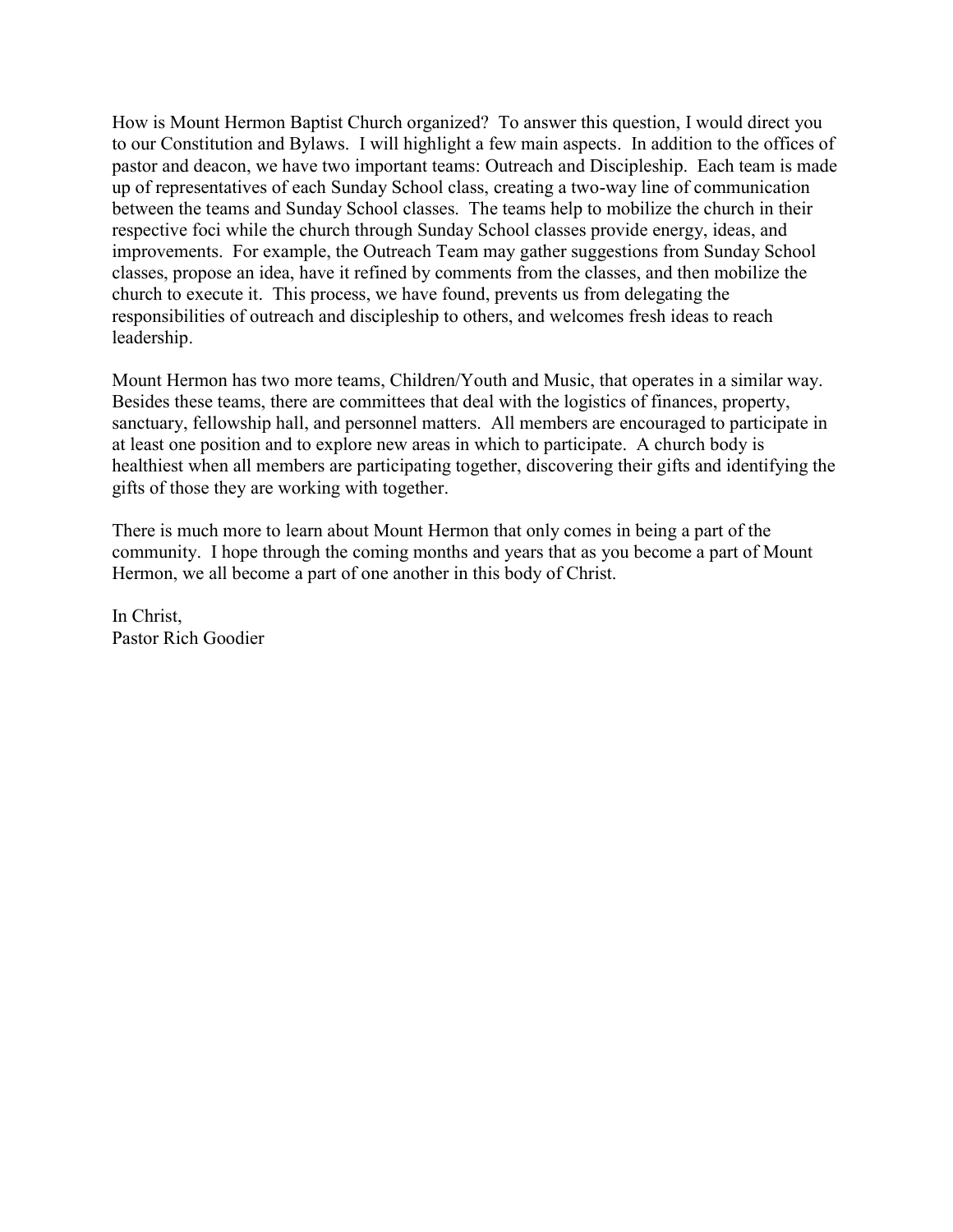How is Mount Hermon Baptist Church organized? To answer this question, I would direct you to our Constitution and Bylaws. I will highlight a few main aspects. In addition to the offices of pastor and deacon, we have two important teams: Outreach and Discipleship. Each team is made up of representatives of each Sunday School class, creating a two-way line of communication between the teams and Sunday School classes. The teams help to mobilize the church in their respective foci while the church through Sunday School classes provide energy, ideas, and improvements. For example, the Outreach Team may gather suggestions from Sunday School classes, propose an idea, have it refined by comments from the classes, and then mobilize the church to execute it. This process, we have found, prevents us from delegating the responsibilities of outreach and discipleship to others, and welcomes fresh ideas to reach leadership.

Mount Hermon has two more teams, Children/Youth and Music, that operates in a similar way. Besides these teams, there are committees that deal with the logistics of finances, property, sanctuary, fellowship hall, and personnel matters. All members are encouraged to participate in at least one position and to explore new areas in which to participate. A church body is healthiest when all members are participating together, discovering their gifts and identifying the gifts of those they are working with together.

There is much more to learn about Mount Hermon that only comes in being a part of the community. I hope through the coming months and years that as you become a part of Mount Hermon, we all become a part of one another in this body of Christ.

In Christ,  
Pastor Rich Goodier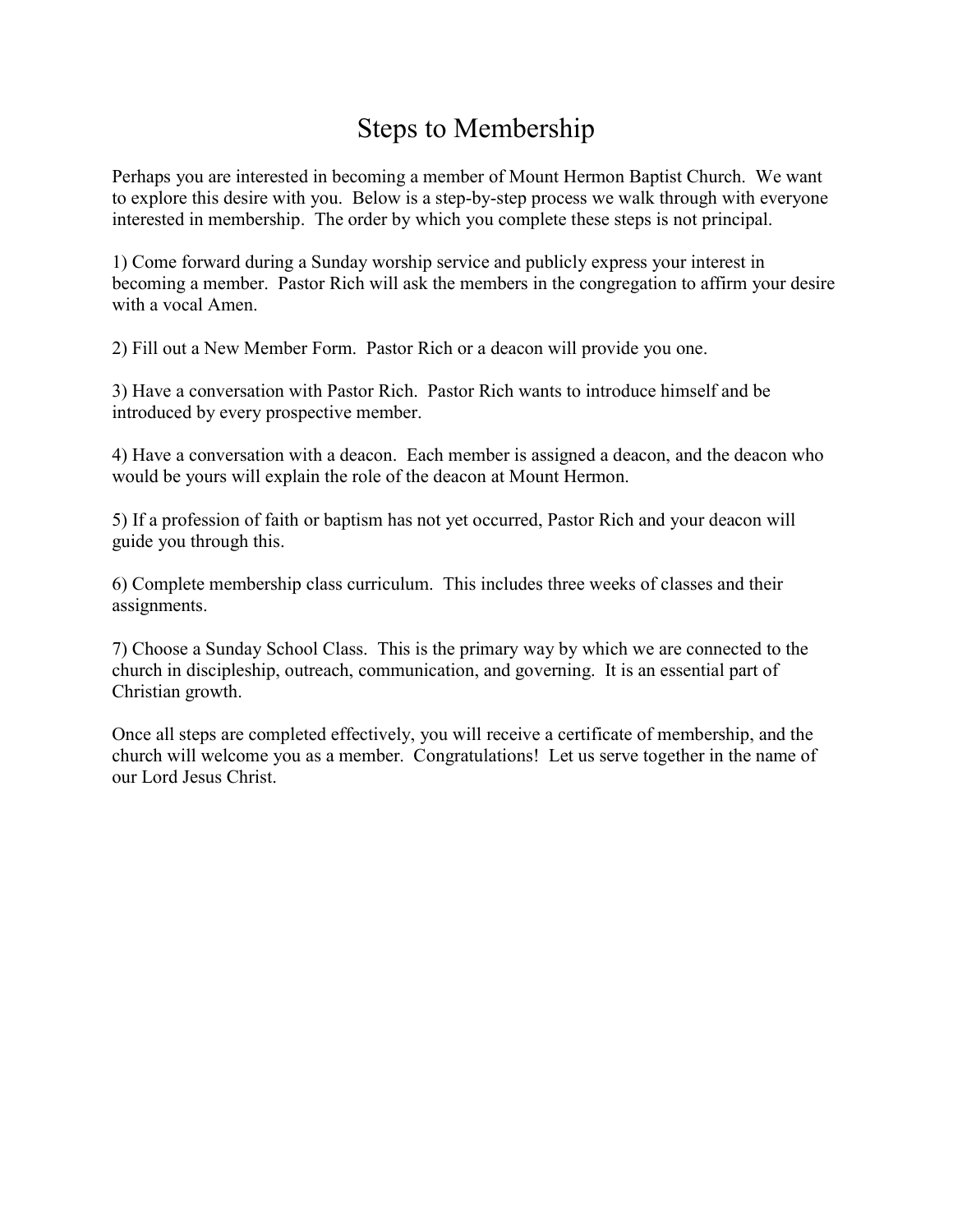# Steps to Membership

Perhaps you are interested in becoming a member of Mount Hermon Baptist Church. We want to explore this desire with you. Below is a step-by-step process we walk through with everyone interested in membership. The order by which you complete these steps is not principal.

1) Come forward during a Sunday worship service and publicly express your interest in becoming a member. Pastor Rich will ask the members in the congregation to affirm your desire with a vocal Amen.

2) Fill out a New Member Form. Pastor Rich or a deacon will provide you one.

3) Have a conversation with Pastor Rich. Pastor Rich wants to introduce himself and be introduced by every prospective member.

4) Have a conversation with a deacon. Each member is assigned a deacon, and the deacon who would be yours will explain the role of the deacon at Mount Hermon.

5) If a profession of faith or baptism has not yet occurred, Pastor Rich and your deacon will guide you through this.

6) Complete membership class curriculum. This includes three weeks of classes and their assignments.

7) Choose a Sunday School Class. This is the primary way by which we are connected to the church in discipleship, outreach, communication, and governing. It is an essential part of Christian growth.

Once all steps are completed effectively, you will receive a certificate of membership, and the church will welcome you as a member. Congratulations! Let us serve together in the name of our Lord Jesus Christ.